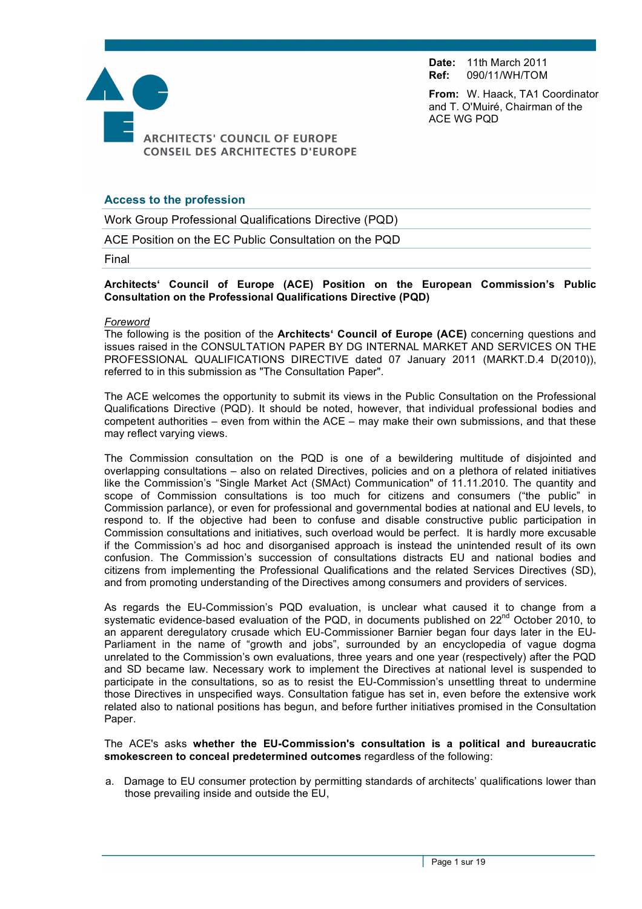**Date:** 11th March 2011
**Ref:** 090/11/WH/TOM

**From:** W. Haack, TA1 Coordinator and T. O'Muiré, Chairman of the ACE WG PQD

ARCHITECTS' COUNCIL OF EUROPE
CONSEIL DES ARCHITECTES D'EUROPE

## Access to the profession

Work Group Professional Qualifications Directive (PQD)

ACE Position on the EC Public Consultation on the PQD

Final

**Architects' Council of Europe (ACE) Position on the European Commission's Public Consultation on the Professional Qualifications Directive (PQD)**

*Foreword*

The following is the position of the **Architects' Council of Europe (ACE)** concerning questions and issues raised in the CONSULTATION PAPER BY DG INTERNAL MARKET AND SERVICES ON THE PROFESSIONAL QUALIFICATIONS DIRECTIVE dated 07 January 2011 (MARKT.D.4 D(2010)), referred to in this submission as "The Consultation Paper".

The ACE welcomes the opportunity to submit its views in the Public Consultation on the Professional Qualifications Directive (PQD). It should be noted, however, that individual professional bodies and competent authorities – even from within the ACE – may make their own submissions, and that these may reflect varying views.

The Commission consultation on the PQD is one of a bewildering multitude of disjointed and overlapping consultations – also on related Directives, policies and on a plethora of related initiatives like the Commission's "Single Market Act (SMAct) Communication" of 11.11.2010. The quantity and scope of Commission consultations is too much for citizens and consumers ("the public" in Commission parlance), or even for professional and governmental bodies at national and EU levels, to respond to. If the objective had been to confuse and disable constructive public participation in Commission consultations and initiatives, such overload would be perfect. It is hardly more excusable if the Commission's ad hoc and disorganised approach is instead the unintended result of its own confusion. The Commission's succession of consultations distracts EU and national bodies and citizens from implementing the Professional Qualifications and the related Services Directives (SD), and from promoting understanding of the Directives among consumers and providers of services.

As regards the EU-Commission's PQD evaluation, is unclear what caused it to change from a systematic evidence-based evaluation of the PQD, in documents published on 22nd October 2010, to an apparent deregulatory crusade which EU-Commissioner Barnier began four days later in the EU-Parliament in the name of "growth and jobs", surrounded by an encyclopedia of vague dogma unrelated to the Commission's own evaluations, three years and one year (respectively) after the PQD and SD became law. Necessary work to implement the Directives at national level is suspended to participate in the consultations, so as to resist the EU-Commission's unsettling threat to undermine those Directives in unspecified ways. Consultation fatigue has set in, even before the extensive work related also to national positions has begun, and before further initiatives promised in the Consultation Paper.

The ACE's asks **whether the EU-Commission's consultation is a political and bureaucratic smokescreen to conceal predetermined outcomes** regardless of the following:

a. Damage to EU consumer protection by permitting standards of architects' qualifications lower than those prevailing inside and outside the EU,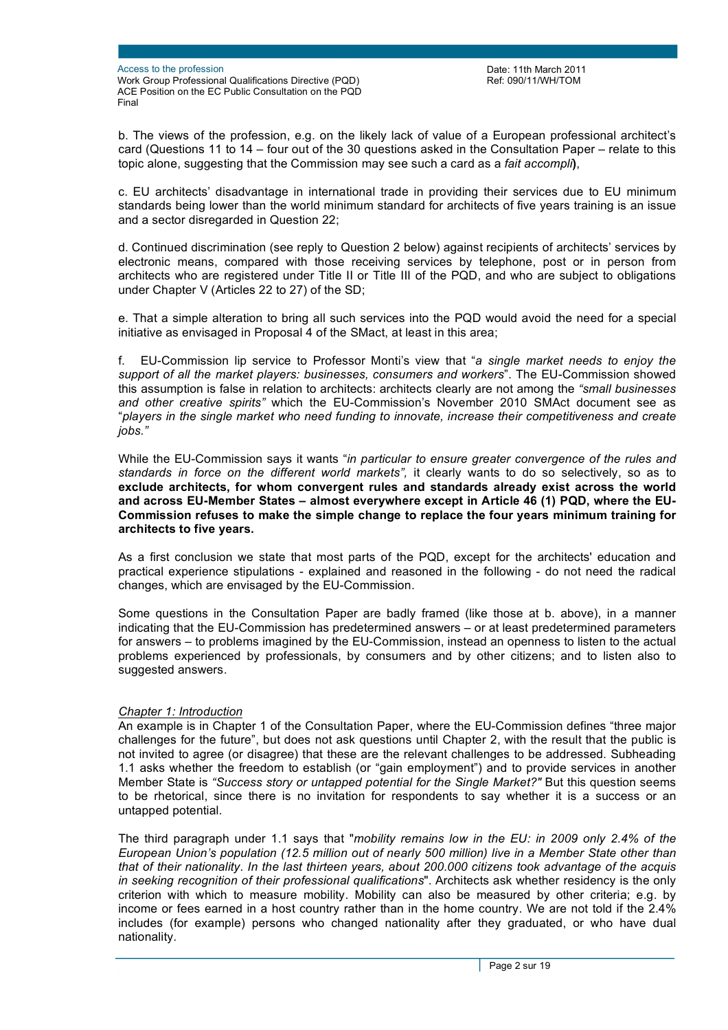b. The views of the profession, e.g. on the likely lack of value of a European professional architect's card (Questions 11 to 14 – four out of the 30 questions asked in the Consultation Paper – relate to this topic alone, suggesting that the Commission may see such a card as a *fait accompli***)**,

c. EU architects' disadvantage in international trade in providing their services due to EU minimum standards being lower than the world minimum standard for architects of five years training is an issue and a sector disregarded in Question 22;

d. Continued discrimination (see reply to Question 2 below) against recipients of architects' services by electronic means, compared with those receiving services by telephone, post or in person from architects who are registered under Title II or Title III of the PQD, and who are subject to obligations under Chapter V (Articles 22 to 27) of the SD;

e. That a simple alteration to bring all such services into the PQD would avoid the need for a special initiative as envisaged in Proposal 4 of the SMact, at least in this area;

f. EU-Commission lip service to Professor Monti's view that "*a single market needs to enjoy the support of all the market players: businesses, consumers and workers*". The EU-Commission showed this assumption is false in relation to architects: architects clearly are not among the *"small businesses and other creative spirits"* which the EU-Commission's November 2010 SMAct document see as "*players in the single market who need funding to innovate, increase their competitiveness and create jobs."*

While the EU-Commission says it wants "*in particular to ensure greater convergence of the rules and standards in force on the different world markets",* it clearly wants to do so selectively, so as to **exclude architects, for whom convergent rules and standards already exist across the world and across EU-Member States – almost everywhere except in Article 46 (1) PQD, where the EU-Commission refuses to make the simple change to replace the four years minimum training for architects to five years.**

As a first conclusion we state that most parts of the PQD, except for the architects' education and practical experience stipulations - explained and reasoned in the following - do not need the radical changes, which are envisaged by the EU-Commission.

Some questions in the Consultation Paper are badly framed (like those at b. above), in a manner indicating that the EU-Commission has predetermined answers – or at least predetermined parameters for answers – to problems imagined by the EU-Commission, instead an openness to listen to the actual problems experienced by professionals, by consumers and by other citizens; and to listen also to suggested answers.

*Chapter 1: Introduction*

An example is in Chapter 1 of the Consultation Paper, where the EU-Commission defines "three major challenges for the future", but does not ask questions until Chapter 2, with the result that the public is not invited to agree (or disagree) that these are the relevant challenges to be addressed. Subheading 1.1 asks whether the freedom to establish (or "gain employment") and to provide services in another Member State is *"Success story or untapped potential for the Single Market?"* But this question seems to be rhetorical, since there is no invitation for respondents to say whether it is a success or an untapped potential.

The third paragraph under 1.1 says that "*mobility remains low in the EU: in 2009 only 2.4% of the European Union's population (12.5 million out of nearly 500 million) live in a Member State other than that of their nationality. In the last thirteen years, about 200.000 citizens took advantage of the acquis in seeking recognition of their professional qualifications*". Architects ask whether residency is the only criterion with which to measure mobility. Mobility can also be measured by other criteria; e.g. by income or fees earned in a host country rather than in the home country. We are not told if the 2.4% includes (for example) persons who changed nationality after they graduated, or who have dual nationality.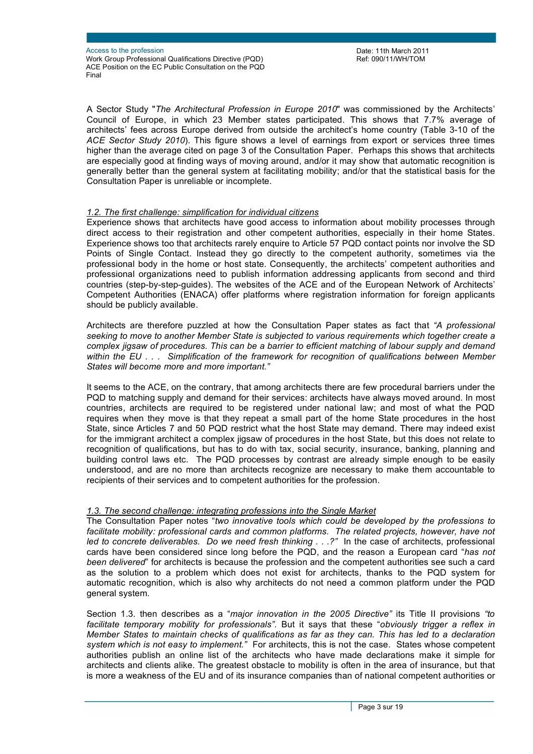A Sector Study "*The Architectural Profession in Europe 2010*" was commissioned by the Architects' Council of Europe, in which 23 Member states participated. This shows that 7.7% average of architects' fees across Europe derived from outside the architect's home country (Table 3-10 of the *ACE Sector Study 2010*). This figure shows a level of earnings from export or services three times higher than the average cited on page 3 of the Consultation Paper. Perhaps this shows that architects are especially good at finding ways of moving around, and/or it may show that automatic recognition is generally better than the general system at facilitating mobility; and/or that the statistical basis for the Consultation Paper is unreliable or incomplete.

### *1.2. The first challenge: simplification for individual citizens*

Experience shows that architects have good access to information about mobility processes through direct access to their registration and other competent authorities, especially in their home States. Experience shows too that architects rarely enquire to Article 57 PQD contact points nor involve the SD Points of Single Contact. Instead they go directly to the competent authority, sometimes via the professional body in the home or host state. Consequently, the architects' competent authorities and professional organizations need to publish information addressing applicants from second and third countries (step-by-step-guides). The websites of the ACE and of the European Network of Architects' Competent Authorities (ENACA) offer platforms where registration information for foreign applicants should be publicly available.

Architects are therefore puzzled at how the Consultation Paper states as fact that *"A professional seeking to move to another Member State is subjected to various requirements which together create a complex jigsaw of procedures. This can be a barrier to efficient matching of labour supply and demand within the EU . . . Simplification of the framework for recognition of qualifications between Member States will become more and more important."*

It seems to the ACE, on the contrary, that among architects there are few procedural barriers under the PQD to matching supply and demand for their services: architects have always moved around. In most countries, architects are required to be registered under national law; and most of what the PQD requires when they move is that they repeat a small part of the home State procedures in the host State, since Articles 7 and 50 PQD restrict what the host State may demand. There may indeed exist for the immigrant architect a complex jigsaw of procedures in the host State, but this does not relate to recognition of qualifications, but has to do with tax, social security, insurance, banking, planning and building control laws etc. The PQD processes by contrast are already simple enough to be easily understood, and are no more than architects recognize are necessary to make them accountable to recipients of their services and to competent authorities for the profession.

### *1.3. The second challenge: integrating professions into the Single Market*

The Consultation Paper notes "*two innovative tools which could be developed by the professions to facilitate mobility: professional cards and common platforms. The related projects, however, have not led to concrete deliverables. Do we need fresh thinking . . .?"* In the case of architects, professional cards have been considered since long before the PQD, and the reason a European card "*has not been delivered*" for architects is because the profession and the competent authorities see such a card as the solution to a problem which does not exist for architects, thanks to the PQD system for automatic recognition, which is also why architects do not need a common platform under the PQD general system.

Section 1.3. then describes as a "*major innovation in the 2005 Directive"* its Title II provisions *"to facilitate temporary mobility for professionals"*. But it says that these "*obviously trigger a reflex in Member States to maintain checks of qualifications as far as they can. This has led to a declaration system which is not easy to implement."* For architects, this is not the case. States whose competent authorities publish an online list of the architects who have made declarations make it simple for architects and clients alike. The greatest obstacle to mobility is often in the area of insurance, but that is more a weakness of the EU and of its insurance companies than of national competent authorities or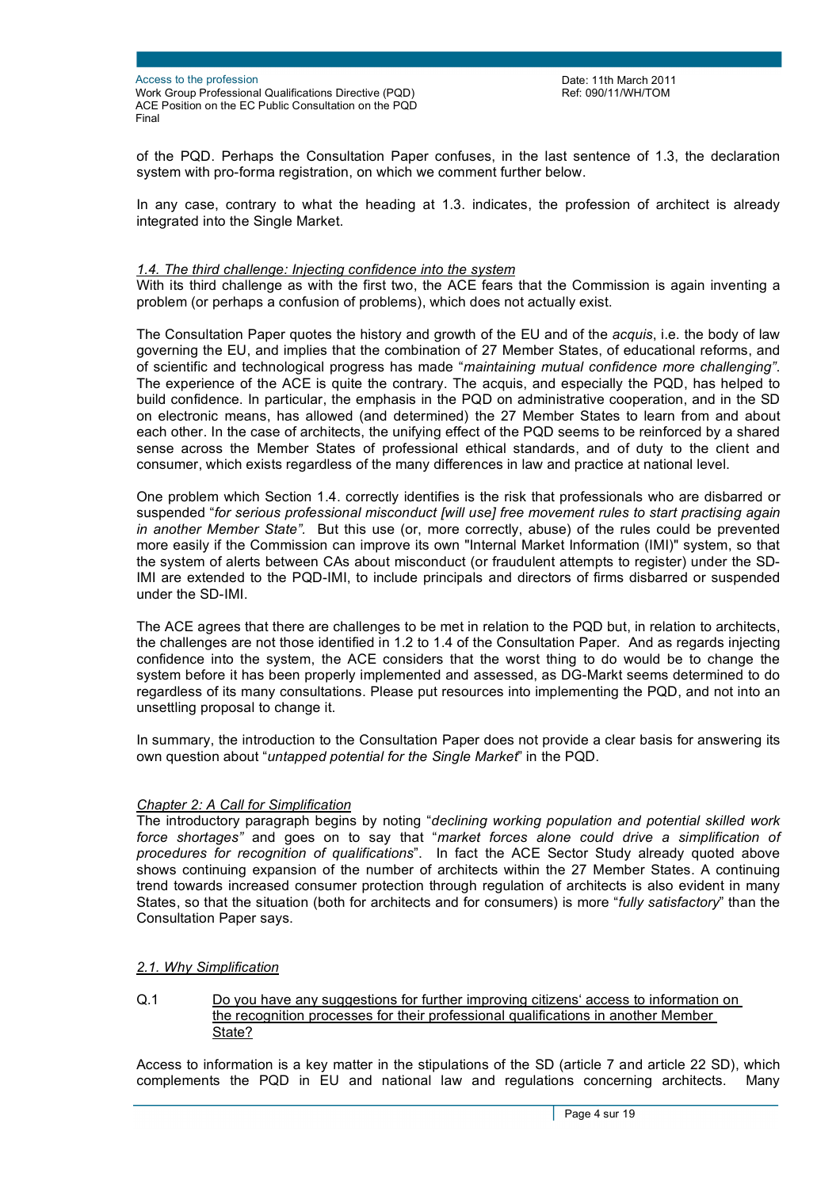of the PQD. Perhaps the Consultation Paper confuses, in the last sentence of 1.3, the declaration system with pro-forma registration, on which we comment further below.

In any case, contrary to what the heading at 1.3. indicates, the profession of architect is already integrated into the Single Market.

### 1.4. The third challenge: Injecting confidence into the system

With its third challenge as with the first two, the ACE fears that the Commission is again inventing a problem (or perhaps a confusion of problems), which does not actually exist.

The Consultation Paper quotes the history and growth of the EU and of the *acquis*, i.e. the body of law governing the EU, and implies that the combination of 27 Member States, of educational reforms, and of scientific and technological progress has made "*maintaining mutual confidence more challenging*". The experience of the ACE is quite the contrary. The acquis, and especially the PQD, has helped to build confidence. In particular, the emphasis in the PQD on administrative cooperation, and in the SD on electronic means, has allowed (and determined) the 27 Member States to learn from and about each other. In the case of architects, the unifying effect of the PQD seems to be reinforced by a shared sense across the Member States of professional ethical standards, and of duty to the client and consumer, which exists regardless of the many differences in law and practice at national level.

One problem which Section 1.4. correctly identifies is the risk that professionals who are disbarred or suspended "*for serious professional misconduct [will use] free movement rules to start practising again in another Member State"*. But this use (or, more correctly, abuse) of the rules could be prevented more easily if the Commission can improve its own "Internal Market Information (IMI)" system, so that the system of alerts between CAs about misconduct (or fraudulent attempts to register) under the SD-IMI are extended to the PQD-IMI, to include principals and directors of firms disbarred or suspended under the SD-IMI.

The ACE agrees that there are challenges to be met in relation to the PQD but, in relation to architects, the challenges are not those identified in 1.2 to 1.4 of the Consultation Paper. And as regards injecting confidence into the system, the ACE considers that the worst thing to do would be to change the system before it has been properly implemented and assessed, as DG-Markt seems determined to do regardless of its many consultations. Please put resources into implementing the PQD, and not into an unsettling proposal to change it.

In summary, the introduction to the Consultation Paper does not provide a clear basis for answering its own question about "*untapped potential for the Single Market*" in the PQD.

## Chapter 2: A Call for Simplification

The introductory paragraph begins by noting "*declining working population and potential skilled work force shortages"* and goes on to say that "*market forces alone could drive a simplification of procedures for recognition of qualifications*". In fact the ACE Sector Study already quoted above shows continuing expansion of the number of architects within the 27 Member States. A continuing trend towards increased consumer protection through regulation of architects is also evident in many States, so that the situation (both for architects and for consumers) is more "*fully satisfactory*" than the Consultation Paper says.

### 2.1. Why Simplification

Q.1 Do you have any suggestions for further improving citizens' access to information on the recognition processes for their professional qualifications in another Member State?

Access to information is a key matter in the stipulations of the SD (article 7 and article 22 SD), which complements the PQD in EU and national law and regulations concerning architects. Many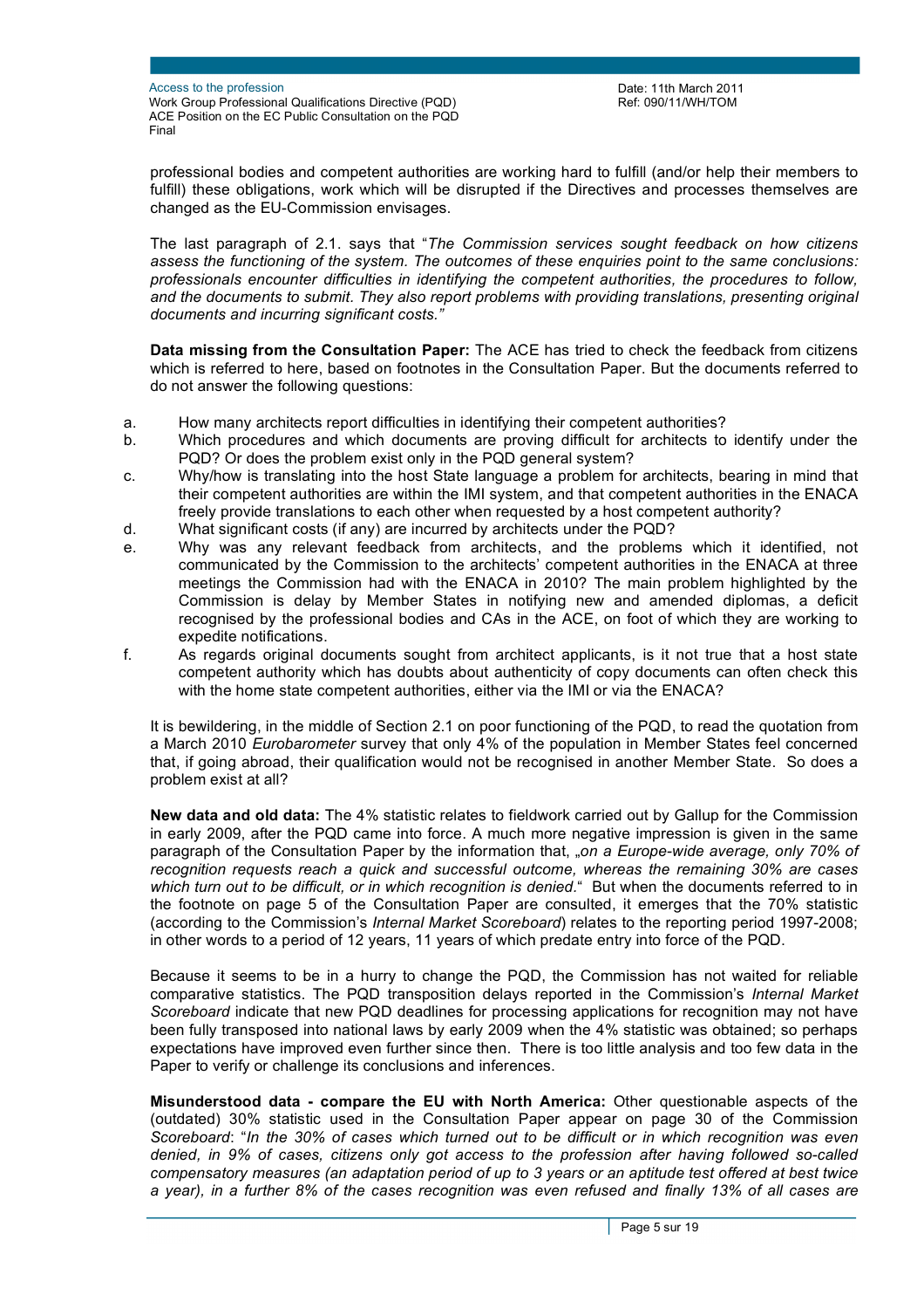professional bodies and competent authorities are working hard to fulfill (and/or help their members to fulfill) these obligations, work which will be disrupted if the Directives and processes themselves are changed as the EU-Commission envisages.

The last paragraph of 2.1. says that "*The Commission services sought feedback on how citizens assess the functioning of the system. The outcomes of these enquiries point to the same conclusions: professionals encounter difficulties in identifying the competent authorities, the procedures to follow, and the documents to submit. They also report problems with providing translations, presenting original documents and incurring significant costs.*"

**Data missing from the Consultation Paper:** The ACE has tried to check the feedback from citizens which is referred to here, based on footnotes in the Consultation Paper. But the documents referred to do not answer the following questions:

a. How many architects report difficulties in identifying their competent authorities?
b. Which procedures and which documents are proving difficult for architects to identify under the PQD? Or does the problem exist only in the PQD general system?
c. Why/how is translating into the host State language a problem for architects, bearing in mind that their competent authorities are within the IMI system, and that competent authorities in the ENACA freely provide translations to each other when requested by a host competent authority?
d. What significant costs (if any) are incurred by architects under the PQD?
e. Why was any relevant feedback from architects, and the problems which it identified, not communicated by the Commission to the architects' competent authorities in the ENACA at three meetings the Commission had with the ENACA in 2010? The main problem highlighted by the Commission is delay by Member States in notifying new and amended diplomas, a deficit recognised by the professional bodies and CAs in the ACE, on foot of which they are working to expedite notifications.
f. As regards original documents sought from architect applicants, is it not true that a host state competent authority which has doubts about authenticity of copy documents can often check this with the home state competent authorities, either via the IMI or via the ENACA?

It is bewildering, in the middle of Section 2.1 on poor functioning of the PQD, to read the quotation from a March 2010 *Eurobarometer* survey that only 4% of the population in Member States feel concerned that, if going abroad, their qualification would not be recognised in another Member State. So does a problem exist at all?

**New data and old data:** The 4% statistic relates to fieldwork carried out by Gallup for the Commission in early 2009, after the PQD came into force. A much more negative impression is given in the same paragraph of the Consultation Paper by the information that, „*on a Europe-wide average, only 70% of recognition requests reach a quick and successful outcome, whereas the remaining 30% are cases which turn out to be difficult, or in which recognition is denied.*" But when the documents referred to in the footnote on page 5 of the Consultation Paper are consulted, it emerges that the 70% statistic (according to the Commission's *Internal Market Scoreboard*) relates to the reporting period 1997-2008; in other words to a period of 12 years, 11 years of which predate entry into force of the PQD.

Because it seems to be in a hurry to change the PQD, the Commission has not waited for reliable comparative statistics. The PQD transposition delays reported in the Commission's *Internal Market Scoreboard* indicate that new PQD deadlines for processing applications for recognition may not have been fully transposed into national laws by early 2009 when the 4% statistic was obtained; so perhaps expectations have improved even further since then. There is too little analysis and too few data in the Paper to verify or challenge its conclusions and inferences.

**Misunderstood data - compare the EU with North America:** Other questionable aspects of the (outdated) 30% statistic used in the Consultation Paper appear on page 30 of the Commission *Scoreboard*: "*In the 30% of cases which turned out to be difficult or in which recognition was even denied, in 9% of cases, citizens only got access to the profession after having followed so-called compensatory measures (an adaptation period of up to 3 years or an aptitude test offered at best twice a year), in a further 8% of the cases recognition was even refused and finally 13% of all cases are*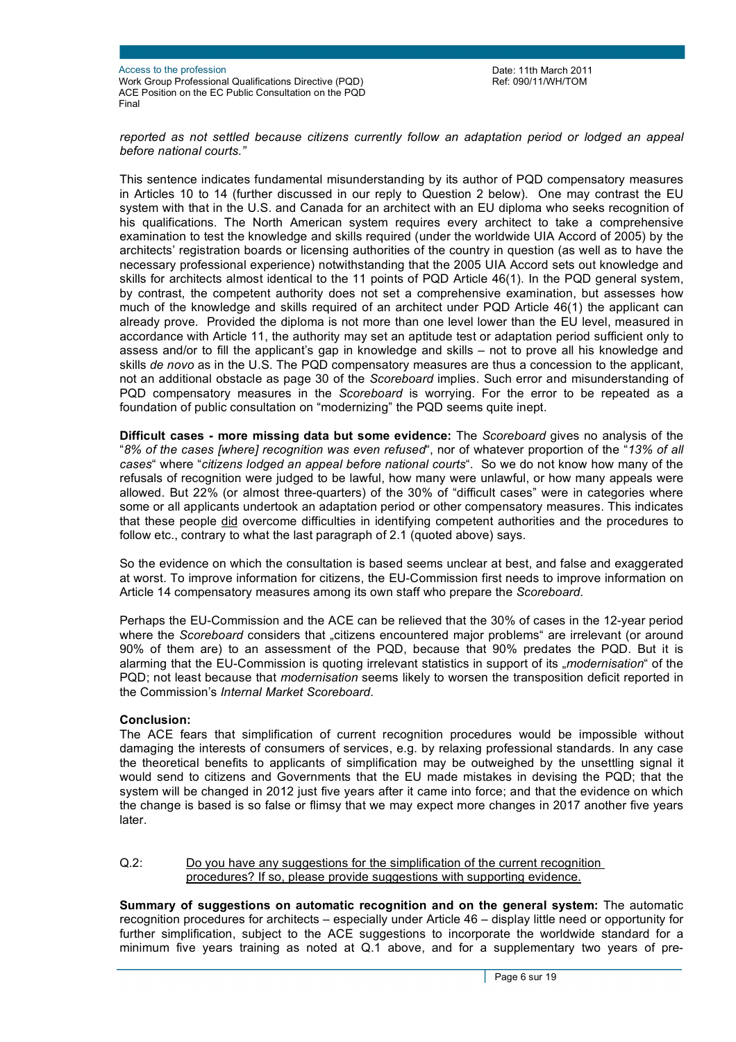*reported as not settled because citizens currently follow an adaptation period or lodged an appeal before national courts."*

This sentence indicates fundamental misunderstanding by its author of PQD compensatory measures in Articles 10 to 14 (further discussed in our reply to Question 2 below). One may contrast the EU system with that in the U.S. and Canada for an architect with an EU diploma who seeks recognition of his qualifications. The North American system requires every architect to take a comprehensive examination to test the knowledge and skills required (under the worldwide UIA Accord of 2005) by the architects' registration boards or licensing authorities of the country in question (as well as to have the necessary professional experience) notwithstanding that the 2005 UIA Accord sets out knowledge and skills for architects almost identical to the 11 points of PQD Article 46(1). In the PQD general system, by contrast, the competent authority does not set a comprehensive examination, but assesses how much of the knowledge and skills required of an architect under PQD Article 46(1) the applicant can already prove. Provided the diploma is not more than one level lower than the EU level, measured in accordance with Article 11, the authority may set an aptitude test or adaptation period sufficient only to assess and/or to fill the applicant's gap in knowledge and skills – not to prove all his knowledge and skills *de novo* as in the U.S. The PQD compensatory measures are thus a concession to the applicant, not an additional obstacle as page 30 of the *Scoreboard* implies. Such error and misunderstanding of PQD compensatory measures in the *Scoreboard* is worrying. For the error to be repeated as a foundation of public consultation on "modernizing" the PQD seems quite inept.

**Difficult cases - more missing data but some evidence:** The *Scoreboard* gives no analysis of the "*8% of the cases [where] recognition was even refused*", nor of whatever proportion of the "*13% of all cases*" where "*citizens lodged an appeal before national courts*". So we do not know how many of the refusals of recognition were judged to be lawful, how many were unlawful, or how many appeals were allowed. But 22% (or almost three-quarters) of the 30% of "difficult cases" were in categories where some or all applicants undertook an adaptation period or other compensatory measures. This indicates that these people <u>did</u> overcome difficulties in identifying competent authorities and the procedures to follow etc., contrary to what the last paragraph of 2.1 (quoted above) says.

So the evidence on which the consultation is based seems unclear at best, and false and exaggerated at worst. To improve information for citizens, the EU-Commission first needs to improve information on Article 14 compensatory measures among its own staff who prepare the *Scoreboard*.

Perhaps the EU-Commission and the ACE can be relieved that the 30% of cases in the 12-year period where the *Scoreboard* considers that „citizens encountered major problems" are irrelevant (or around 90% of them are) to an assessment of the PQD, because that 90% predates the PQD. But it is alarming that the EU-Commission is quoting irrelevant statistics in support of its „*modernisation*" of the PQD; not least because that *modernisation* seems likely to worsen the transposition deficit reported in the Commission's *Internal Market Scoreboard.*

**Conclusion:**
The ACE fears that simplification of current recognition procedures would be impossible without damaging the interests of consumers of services, e.g. by relaxing professional standards. In any case the theoretical benefits to applicants of simplification may be outweighed by the unsettling signal it would send to citizens and Governments that the EU made mistakes in devising the PQD; that the system will be changed in 2012 just five years after it came into force; and that the evidence on which the change is based is so false or flimsy that we may expect more changes in 2017 another five years later.

Q.2: <u>Do you have any suggestions for the simplification of the current recognition procedures? If so, please provide suggestions with supporting evidence.</u>

**Summary of suggestions on automatic recognition and on the general system:** The automatic recognition procedures for architects – especially under Article 46 – display little need or opportunity for further simplification, subject to the ACE suggestions to incorporate the worldwide standard for a minimum five years training as noted at Q.1 above, and for a supplementary two years of pre-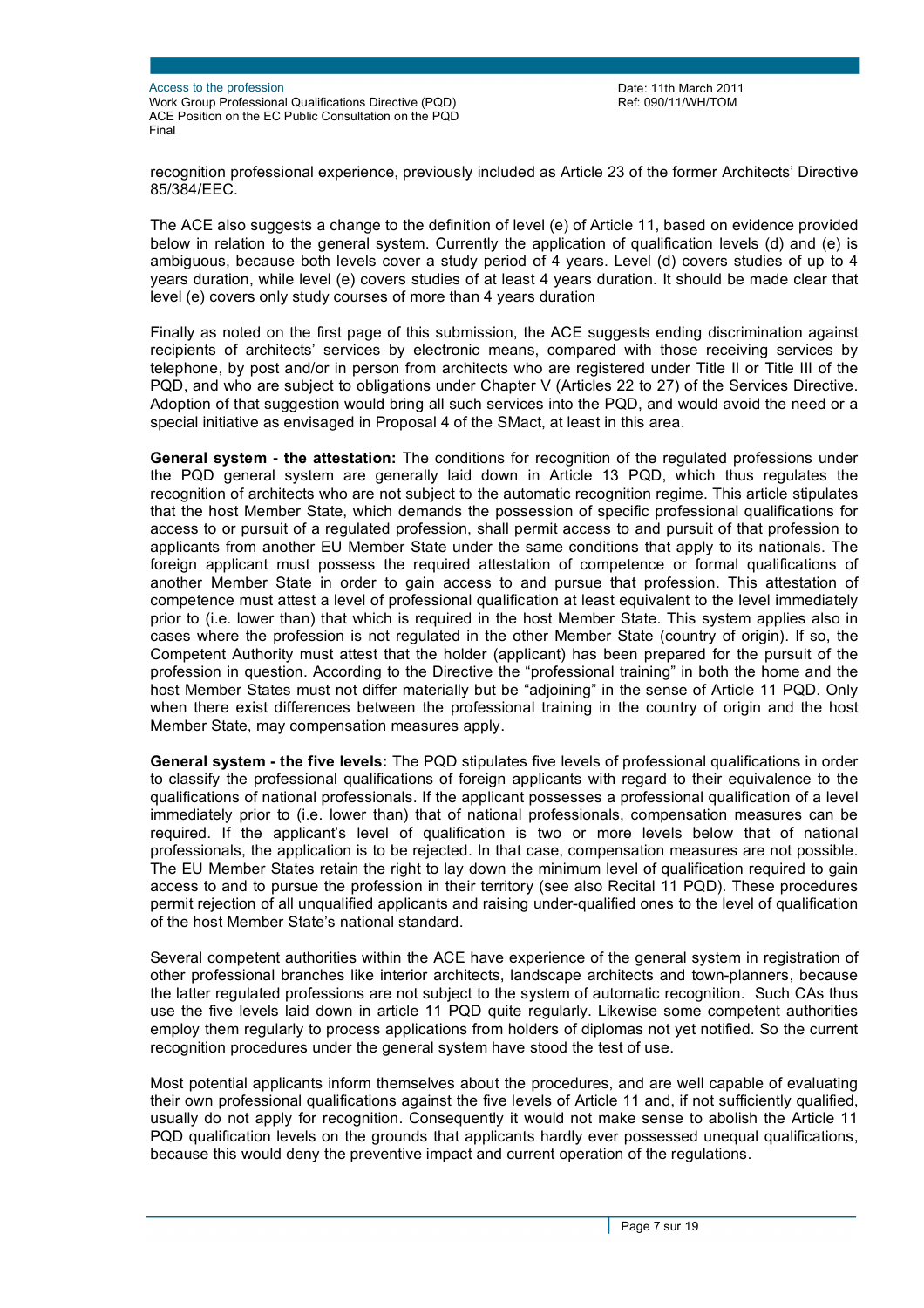recognition professional experience, previously included as Article 23 of the former Architects' Directive 85/384/EEC.

The ACE also suggests a change to the definition of level (e) of Article 11, based on evidence provided below in relation to the general system. Currently the application of qualification levels (d) and (e) is ambiguous, because both levels cover a study period of 4 years. Level (d) covers studies of up to 4 years duration, while level (e) covers studies of at least 4 years duration. It should be made clear that level (e) covers only study courses of more than 4 years duration

Finally as noted on the first page of this submission, the ACE suggests ending discrimination against recipients of architects' services by electronic means, compared with those receiving services by telephone, by post and/or in person from architects who are registered under Title II or Title III of the PQD, and who are subject to obligations under Chapter V (Articles 22 to 27) of the Services Directive. Adoption of that suggestion would bring all such services into the PQD, and would avoid the need or a special initiative as envisaged in Proposal 4 of the SMact, at least in this area.

**General system - the attestation:** The conditions for recognition of the regulated professions under the PQD general system are generally laid down in Article 13 PQD, which thus regulates the recognition of architects who are not subject to the automatic recognition regime. This article stipulates that the host Member State, which demands the possession of specific professional qualifications for access to or pursuit of a regulated profession, shall permit access to and pursuit of that profession to applicants from another EU Member State under the same conditions that apply to its nationals. The foreign applicant must possess the required attestation of competence or formal qualifications of another Member State in order to gain access to and pursue that profession. This attestation of competence must attest a level of professional qualification at least equivalent to the level immediately prior to (i.e. lower than) that which is required in the host Member State. This system applies also in cases where the profession is not regulated in the other Member State (country of origin). If so, the Competent Authority must attest that the holder (applicant) has been prepared for the pursuit of the profession in question. According to the Directive the "professional training" in both the home and the host Member States must not differ materially but be "adjoining" in the sense of Article 11 PQD. Only when there exist differences between the professional training in the country of origin and the host Member State, may compensation measures apply.

**General system - the five levels:** The PQD stipulates five levels of professional qualifications in order to classify the professional qualifications of foreign applicants with regard to their equivalence to the qualifications of national professionals. If the applicant possesses a professional qualification of a level immediately prior to (i.e. lower than) that of national professionals, compensation measures can be required. If the applicant's level of qualification is two or more levels below that of national professionals, the application is to be rejected. In that case, compensation measures are not possible. The EU Member States retain the right to lay down the minimum level of qualification required to gain access to and to pursue the profession in their territory (see also Recital 11 PQD). These procedures permit rejection of all unqualified applicants and raising under-qualified ones to the level of qualification of the host Member State's national standard.

Several competent authorities within the ACE have experience of the general system in registration of other professional branches like interior architects, landscape architects and town-planners, because the latter regulated professions are not subject to the system of automatic recognition. Such CAs thus use the five levels laid down in article 11 PQD quite regularly. Likewise some competent authorities employ them regularly to process applications from holders of diplomas not yet notified. So the current recognition procedures under the general system have stood the test of use.

Most potential applicants inform themselves about the procedures, and are well capable of evaluating their own professional qualifications against the five levels of Article 11 and, if not sufficiently qualified, usually do not apply for recognition. Consequently it would not make sense to abolish the Article 11 PQD qualification levels on the grounds that applicants hardly ever possessed unequal qualifications, because this would deny the preventive impact and current operation of the regulations.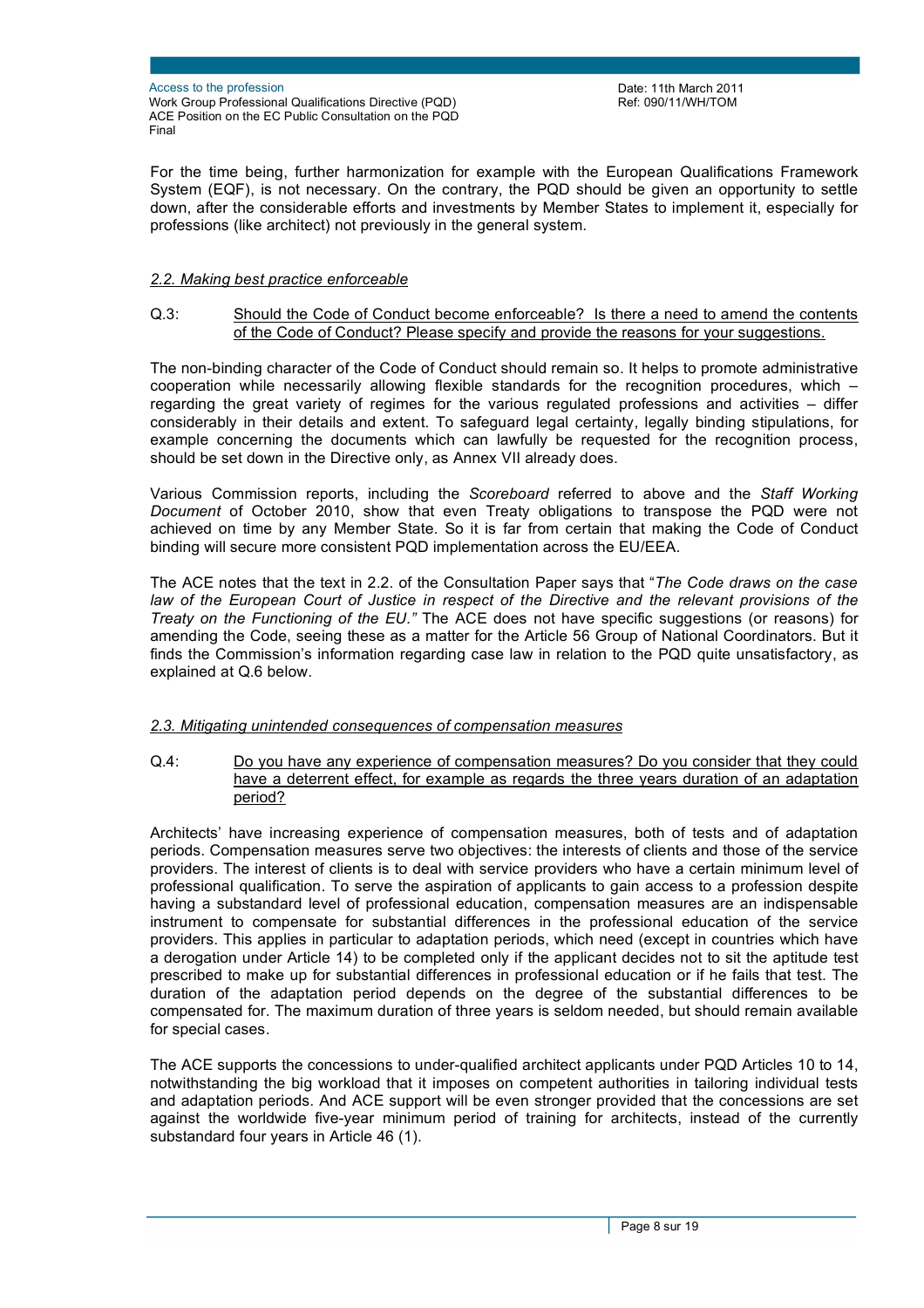For the time being, further harmonization for example with the European Qualifications Framework System (EQF), is not necessary. On the contrary, the PQD should be given an opportunity to settle down, after the considerable efforts and investments by Member States to implement it, especially for professions (like architect) not previously in the general system.

### 2.2. Making best practice enforceable

Q.3: Should the Code of Conduct become enforceable? Is there a need to amend the contents of the Code of Conduct? Please specify and provide the reasons for your suggestions.

The non-binding character of the Code of Conduct should remain so. It helps to promote administrative cooperation while necessarily allowing flexible standards for the recognition procedures, which – regarding the great variety of regimes for the various regulated professions and activities – differ considerably in their details and extent. To safeguard legal certainty, legally binding stipulations, for example concerning the documents which can lawfully be requested for the recognition process, should be set down in the Directive only, as Annex VII already does.

Various Commission reports, including the *Scoreboard* referred to above and the *Staff Working Document* of October 2010, show that even Treaty obligations to transpose the PQD were not achieved on time by any Member State. So it is far from certain that making the Code of Conduct binding will secure more consistent PQD implementation across the EU/EEA.

The ACE notes that the text in 2.2. of the Consultation Paper says that "*The Code draws on the case law of the European Court of Justice in respect of the Directive and the relevant provisions of the Treaty on the Functioning of the EU.*" The ACE does not have specific suggestions (or reasons) for amending the Code, seeing these as a matter for the Article 56 Group of National Coordinators. But it finds the Commission's information regarding case law in relation to the PQD quite unsatisfactory, as explained at Q.6 below.

### 2.3. Mitigating unintended consequences of compensation measures

Q.4: Do you have any experience of compensation measures? Do you consider that they could have a deterrent effect, for example as regards the three years duration of an adaptation period?

Architects' have increasing experience of compensation measures, both of tests and of adaptation periods. Compensation measures serve two objectives: the interests of clients and those of the service providers. The interest of clients is to deal with service providers who have a certain minimum level of professional qualification. To serve the aspiration of applicants to gain access to a profession despite having a substandard level of professional education, compensation measures are an indispensable instrument to compensate for substantial differences in the professional education of the service providers. This applies in particular to adaptation periods, which need (except in countries which have a derogation under Article 14) to be completed only if the applicant decides not to sit the aptitude test prescribed to make up for substantial differences in professional education or if he fails that test. The duration of the adaptation period depends on the degree of the substantial differences to be compensated for. The maximum duration of three years is seldom needed, but should remain available for special cases.

The ACE supports the concessions to under-qualified architect applicants under PQD Articles 10 to 14, notwithstanding the big workload that it imposes on competent authorities in tailoring individual tests and adaptation periods. And ACE support will be even stronger provided that the concessions are set against the worldwide five-year minimum period of training for architects, instead of the currently substandard four years in Article 46 (1).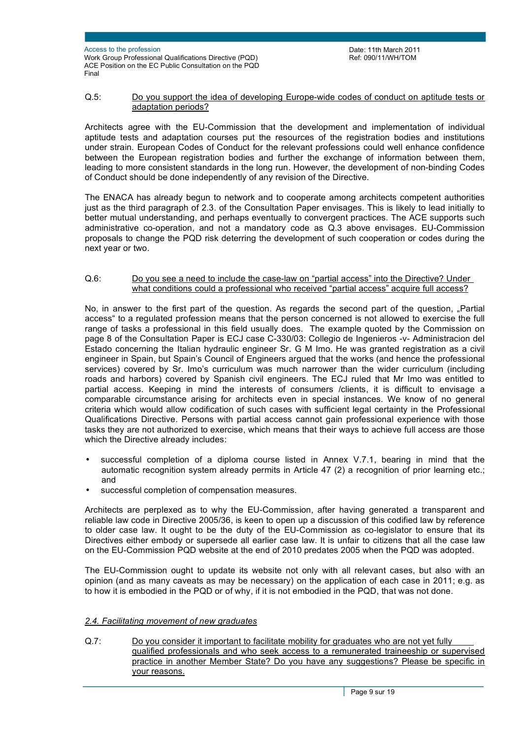Q.5: Do you support the idea of developing Europe-wide codes of conduct on aptitude tests or adaptation periods?

Architects agree with the EU-Commission that the development and implementation of individual aptitude tests and adaptation courses put the resources of the registration bodies and institutions under strain. European Codes of Conduct for the relevant professions could well enhance confidence between the European registration bodies and further the exchange of information between them, leading to more consistent standards in the long run. However, the development of non-binding Codes of Conduct should be done independently of any revision of the Directive.

The ENACA has already begun to network and to cooperate among architects competent authorities just as the third paragraph of 2.3. of the Consultation Paper envisages. This is likely to lead initially to better mutual understanding, and perhaps eventually to convergent practices. The ACE supports such administrative co-operation, and not a mandatory code as Q.3 above envisages. EU-Commission proposals to change the PQD risk deterring the development of such cooperation or codes during the next year or two.

Q.6: Do you see a need to include the case-law on "partial access" into the Directive? Under what conditions could a professional who received "partial access" acquire full access?

No, in answer to the first part of the question. As regards the second part of the question, „Partial access" to a regulated profession means that the person concerned is not allowed to exercise the full range of tasks a professional in this field usually does. The example quoted by the Commission on page 8 of the Consultation Paper is ECJ case C-330/03: Collegio de Ingenieros -v- Administracion del Estado concerning the Italian hydraulic engineer Sr. G M Imo. He was granted registration as a civil engineer in Spain, but Spain's Council of Engineers argued that the works (and hence the professional services) covered by Sr. Imo's curriculum was much narrower than the wider curriculum (including roads and harbors) covered by Spanish civil engineers. The ECJ ruled that Mr Imo was entitled to partial access. Keeping in mind the interests of consumers /clients, it is difficult to envisage a comparable circumstance arising for architects even in special instances. We know of no general criteria which would allow codification of such cases with sufficient legal certainty in the Professional Qualifications Directive. Persons with partial access cannot gain professional experience with those tasks they are not authorized to exercise, which means that their ways to achieve full access are those which the Directive already includes:

- successful completion of a diploma course listed in Annex V.7.1, bearing in mind that the automatic recognition system already permits in Article 47 (2) a recognition of prior learning etc.; and
- successful completion of compensation measures.

Architects are perplexed as to why the EU-Commission, after having generated a transparent and reliable law code in Directive 2005/36, is keen to open up a discussion of this codified law by reference to older case law. It ought to be the duty of the EU-Commission as co-legislator to ensure that its Directives either embody or supersede all earlier case law. It is unfair to citizens that all the case law on the EU-Commission PQD website at the end of 2010 predates 2005 when the PQD was adopted.

The EU-Commission ought to update its website not only with all relevant cases, but also with an opinion (and as many caveats as may be necessary) on the application of each case in 2011; e.g. as to how it is embodied in the PQD or of why, if it is not embodied in the PQD, that was not done.

## *2.4. Facilitating movement of new graduates*

Q.7: Do you consider it important to facilitate mobility for graduates who are not yet fully qualified professionals and who seek access to a remunerated traineeship or supervised practice in another Member State? Do you have any suggestions? Please be specific in your reasons.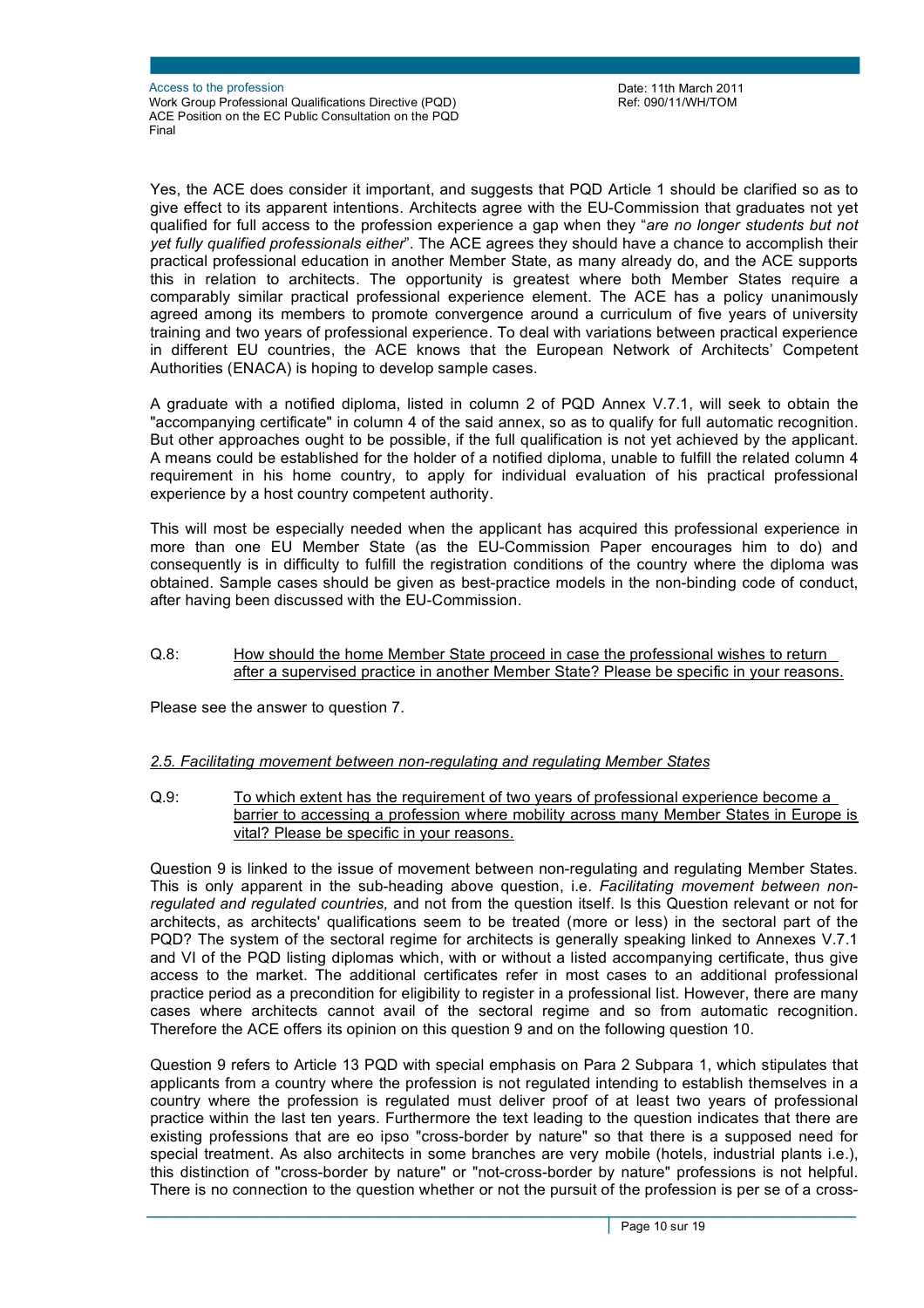Yes, the ACE does consider it important, and suggests that PQD Article 1 should be clarified so as to give effect to its apparent intentions. Architects agree with the EU-Commission that graduates not yet qualified for full access to the profession experience a gap when they "*are no longer students but not yet fully qualified professionals either*". The ACE agrees they should have a chance to accomplish their practical professional education in another Member State, as many already do, and the ACE supports this in relation to architects. The opportunity is greatest where both Member States require a comparably similar practical professional experience element. The ACE has a policy unanimously agreed among its members to promote convergence around a curriculum of five years of university training and two years of professional experience. To deal with variations between practical experience in different EU countries, the ACE knows that the European Network of Architects' Competent Authorities (ENACA) is hoping to develop sample cases.

A graduate with a notified diploma, listed in column 2 of PQD Annex V.7.1, will seek to obtain the "accompanying certificate" in column 4 of the said annex, so as to qualify for full automatic recognition. But other approaches ought to be possible, if the full qualification is not yet achieved by the applicant. A means could be established for the holder of a notified diploma, unable to fulfill the related column 4 requirement in his home country, to apply for individual evaluation of his practical professional experience by a host country competent authority.

This will most be especially needed when the applicant has acquired this professional experience in more than one EU Member State (as the EU-Commission Paper encourages him to do) and consequently is in difficulty to fulfill the registration conditions of the country where the diploma was obtained. Sample cases should be given as best-practice models in the non-binding code of conduct, after having been discussed with the EU-Commission.

Q.8: How should the home Member State proceed in case the professional wishes to return after a supervised practice in another Member State? Please be specific in your reasons.

Please see the answer to question 7.

*2.5. Facilitating movement between non-regulating and regulating Member States*

Q.9: To which extent has the requirement of two years of professional experience become a barrier to accessing a profession where mobility across many Member States in Europe is vital? Please be specific in your reasons.

Question 9 is linked to the issue of movement between non-regulating and regulating Member States. This is only apparent in the sub-heading above question, i.e. *Facilitating movement between non-regulated and regulated countries,* and not from the question itself. Is this Question relevant or not for architects, as architects' qualifications seem to be treated (more or less) in the sectoral part of the PQD? The system of the sectoral regime for architects is generally speaking linked to Annexes V.7.1 and VI of the PQD listing diplomas which, with or without a listed accompanying certificate, thus give access to the market. The additional certificates refer in most cases to an additional professional practice period as a precondition for eligibility to register in a professional list. However, there are many cases where architects cannot avail of the sectoral regime and so from automatic recognition. Therefore the ACE offers its opinion on this question 9 and on the following question 10.

Question 9 refers to Article 13 PQD with special emphasis on Para 2 Subpara 1, which stipulates that applicants from a country where the profession is not regulated intending to establish themselves in a country where the profession is regulated must deliver proof of at least two years of professional practice within the last ten years. Furthermore the text leading to the question indicates that there are existing professions that are eo ipso "cross-border by nature" so that there is a supposed need for special treatment. As also architects in some branches are very mobile (hotels, industrial plants i.e.), this distinction of "cross-border by nature" or "not-cross-border by nature" professions is not helpful. There is no connection to the question whether or not the pursuit of the profession is per se of a cross-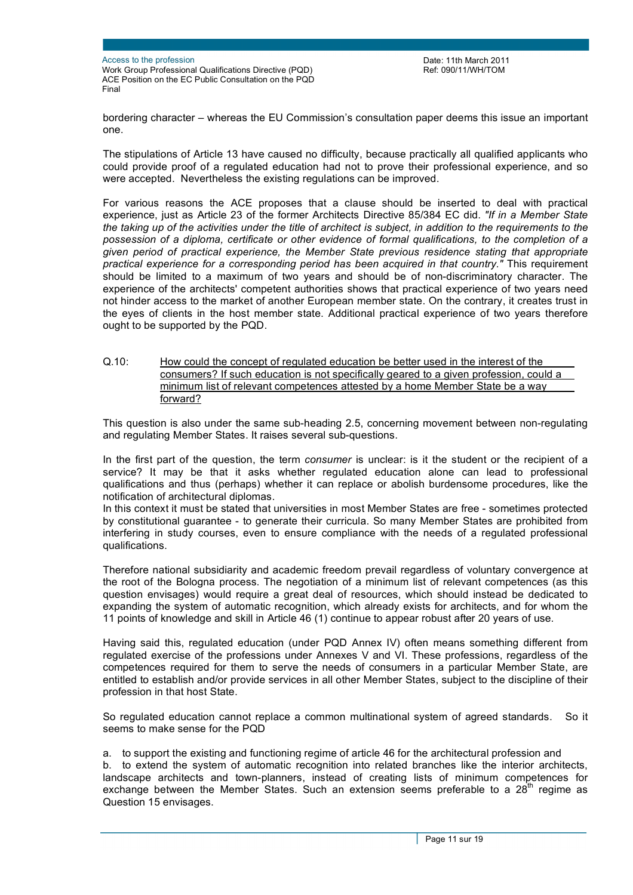bordering character – whereas the EU Commission's consultation paper deems this issue an important one.

The stipulations of Article 13 have caused no difficulty, because practically all qualified applicants who could provide proof of a regulated education had not to prove their professional experience, and so were accepted. Nevertheless the existing regulations can be improved.

For various reasons the ACE proposes that a clause should be inserted to deal with practical experience, just as Article 23 of the former Architects Directive 85/384 EC did. *"If in a Member State the taking up of the activities under the title of architect is subject, in addition to the requirements to the possession of a diploma, certificate or other evidence of formal qualifications, to the completion of a given period of practical experience, the Member State previous residence stating that appropriate practical experience for a corresponding period has been acquired in that country."* This requirement should be limited to a maximum of two years and should be of non-discriminatory character. The experience of the architects' competent authorities shows that practical experience of two years need not hinder access to the market of another European member state. On the contrary, it creates trust in the eyes of clients in the host member state. Additional practical experience of two years therefore ought to be supported by the PQD.

Q.10: <u>How could the concept of regulated education be better used in the interest of the consumers? If such education is not specifically geared to a given profession, could a minimum list of relevant competences attested by a home Member State be a way forward?</u>

This question is also under the same sub-heading 2.5, concerning movement between non-regulating and regulating Member States. It raises several sub-questions.

In the first part of the question, the term *consumer* is unclear: is it the student or the recipient of a service? It may be that it asks whether regulated education alone can lead to professional qualifications and thus (perhaps) whether it can replace or abolish burdensome procedures, like the notification of architectural diplomas.
In this context it must be stated that universities in most Member States are free - sometimes protected by constitutional guarantee - to generate their curricula. So many Member States are prohibited from interfering in study courses, even to ensure compliance with the needs of a regulated professional qualifications.

Therefore national subsidiarity and academic freedom prevail regardless of voluntary convergence at the root of the Bologna process. The negotiation of a minimum list of relevant competences (as this question envisages) would require a great deal of resources, which should instead be dedicated to expanding the system of automatic recognition, which already exists for architects, and for whom the 11 points of knowledge and skill in Article 46 (1) continue to appear robust after 20 years of use.

Having said this, regulated education (under PQD Annex IV) often means something different from regulated exercise of the professions under Annexes V and VI. These professions, regardless of the competences required for them to serve the needs of consumers in a particular Member State, are entitled to establish and/or provide services in all other Member States, subject to the discipline of their profession in that host State.

So regulated education cannot replace a common multinational system of agreed standards. So it seems to make sense for the PQD

a. to support the existing and functioning regime of article 46 for the architectural profession and
b. to extend the system of automatic recognition into related branches like the interior architects, landscape architects and town-planners, instead of creating lists of minimum competences for exchange between the Member States. Such an extension seems preferable to a 28th regime as Question 15 envisages.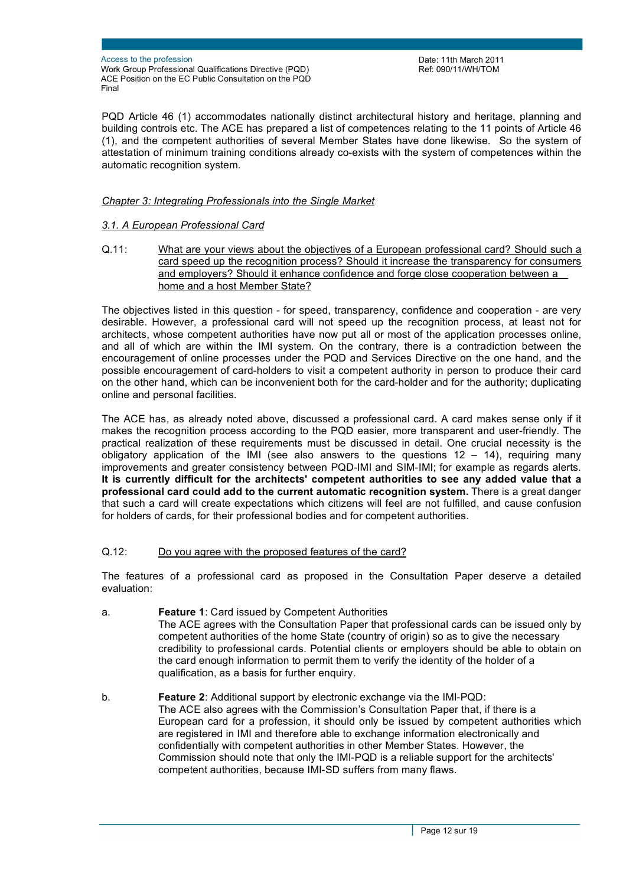PQD Article 46 (1) accommodates nationally distinct architectural history and heritage, planning and building controls etc. The ACE has prepared a list of competences relating to the 11 points of Article 46 (1), and the competent authorities of several Member States have done likewise. So the system of attestation of minimum training conditions already co-exists with the system of competences within the automatic recognition system.

## *Chapter 3: Integrating Professionals into the Single Market*

### *3.1. A European Professional Card*

Q.11: <u>What are your views about the objectives of a European professional card? Should such a card speed up the recognition process? Should it increase the transparency for consumers and employers? Should it enhance confidence and forge close cooperation between a home and a host Member State?</u>

The objectives listed in this question - for speed, transparency, confidence and cooperation - are very desirable. However, a professional card will not speed up the recognition process, at least not for architects, whose competent authorities have now put all or most of the application processes online, and all of which are within the IMI system. On the contrary, there is a contradiction between the encouragement of online processes under the PQD and Services Directive on the one hand, and the possible encouragement of card-holders to visit a competent authority in person to produce their card on the other hand, which can be inconvenient both for the card-holder and for the authority; duplicating online and personal facilities.

The ACE has, as already noted above, discussed a professional card. A card makes sense only if it makes the recognition process according to the PQD easier, more transparent and user-friendly. The practical realization of these requirements must be discussed in detail. One crucial necessity is the obligatory application of the IMI (see also answers to the questions 12 – 14), requiring many improvements and greater consistency between PQD-IMI and SIM-IMI; for example as regards alerts. **It is currently difficult for the architects' competent authorities to see any added value that a professional card could add to the current automatic recognition system.** There is a great danger that such a card will create expectations which citizens will feel are not fulfilled, and cause confusion for holders of cards, for their professional bodies and for competent authorities.

Q.12: <u>Do you agree with the proposed features of the card?</u>

The features of a professional card as proposed in the Consultation Paper deserve a detailed evaluation:

a. **Feature 1**: Card issued by Competent Authorities
The ACE agrees with the Consultation Paper that professional cards can be issued only by competent authorities of the home State (country of origin) so as to give the necessary credibility to professional cards. Potential clients or employers should be able to obtain on the card enough information to permit them to verify the identity of the holder of a qualification, as a basis for further enquiry.

b. **Feature 2**: Additional support by electronic exchange via the IMI-PQD:
The ACE also agrees with the Commission's Consultation Paper that, if there is a European card for a profession, it should only be issued by competent authorities which are registered in IMI and therefore able to exchange information electronically and confidentially with competent authorities in other Member States. However, the Commission should note that only the IMI-PQD is a reliable support for the architects' competent authorities, because IMI-SD suffers from many flaws.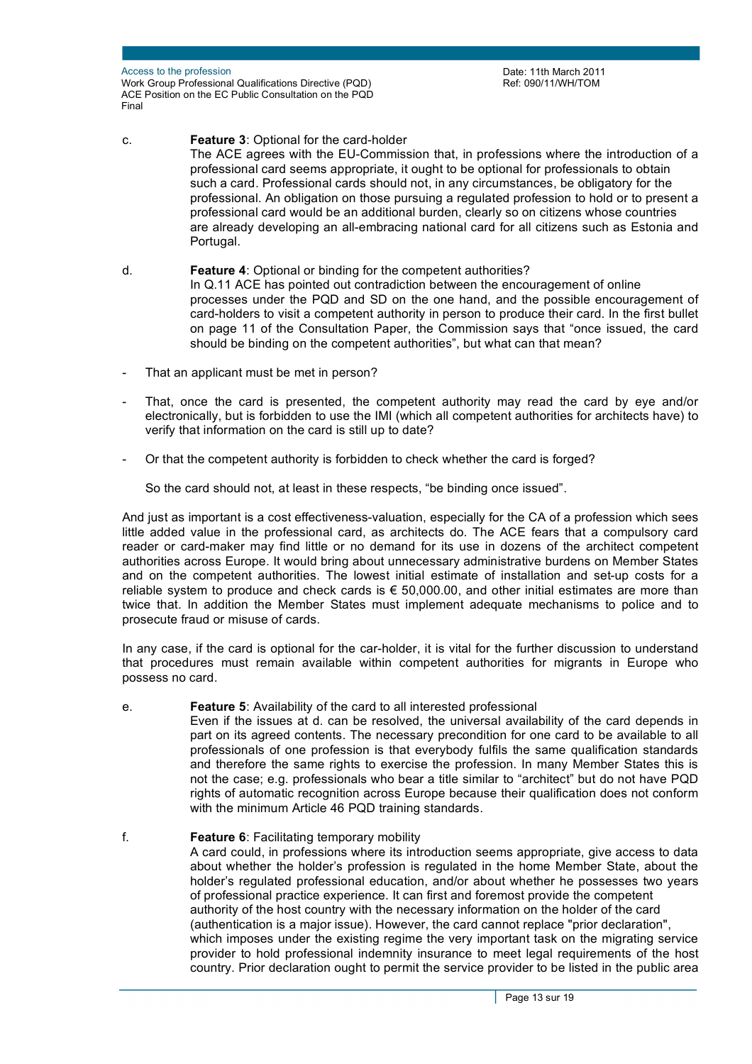c. **Feature 3**: Optional for the card-holder
The ACE agrees with the EU-Commission that, in professions where the introduction of a professional card seems appropriate, it ought to be optional for professionals to obtain such a card. Professional cards should not, in any circumstances, be obligatory for the professional. An obligation on those pursuing a regulated profession to hold or to present a professional card would be an additional burden, clearly so on citizens whose countries are already developing an all-embracing national card for all citizens such as Estonia and Portugal.

d. **Feature 4**: Optional or binding for the competent authorities?
In Q.11 ACE has pointed out contradiction between the encouragement of online processes under the PQD and SD on the one hand, and the possible encouragement of card-holders to visit a competent authority in person to produce their card. In the first bullet on page 11 of the Consultation Paper, the Commission says that “once issued, the card should be binding on the competent authorities”, but what can that mean?

- That an applicant must be met in person?

- That, once the card is presented, the competent authority may read the card by eye and/or electronically, but is forbidden to use the IMI (which all competent authorities for architects have) to verify that information on the card is still up to date?

- Or that the competent authority is forbidden to check whether the card is forged?

So the card should not, at least in these respects, “be binding once issued”.

And just as important is a cost effectiveness-valuation, especially for the CA of a profession which sees little added value in the professional card, as architects do. The ACE fears that a compulsory card reader or card-maker may find little or no demand for its use in dozens of the architect competent authorities across Europe. It would bring about unnecessary administrative burdens on Member States and on the competent authorities. The lowest initial estimate of installation and set-up costs for a reliable system to produce and check cards is € 50,000.00, and other initial estimates are more than twice that. In addition the Member States must implement adequate mechanisms to police and to prosecute fraud or misuse of cards.

In any case, if the card is optional for the car-holder, it is vital for the further discussion to understand that procedures must remain available within competent authorities for migrants in Europe who possess no card.

e. **Feature 5**: Availability of the card to all interested professional
Even if the issues at d. can be resolved, the universal availability of the card depends in part on its agreed contents. The necessary precondition for one card to be available to all professionals of one profession is that everybody fulfils the same qualification standards and therefore the same rights to exercise the profession. In many Member States this is not the case; e.g. professionals who bear a title similar to “architect” but do not have PQD rights of automatic recognition across Europe because their qualification does not conform with the minimum Article 46 PQD training standards.

f. **Feature 6**: Facilitating temporary mobility
A card could, in professions where its introduction seems appropriate, give access to data about whether the holder’s profession is regulated in the home Member State, about the holder’s regulated professional education, and/or about whether he possesses two years of professional practice experience. It can first and foremost provide the competent authority of the host country with the necessary information on the holder of the card (authentication is a major issue). However, the card cannot replace "prior declaration", which imposes under the existing regime the very important task on the migrating service provider to hold professional indemnity insurance to meet legal requirements of the host country. Prior declaration ought to permit the service provider to be listed in the public area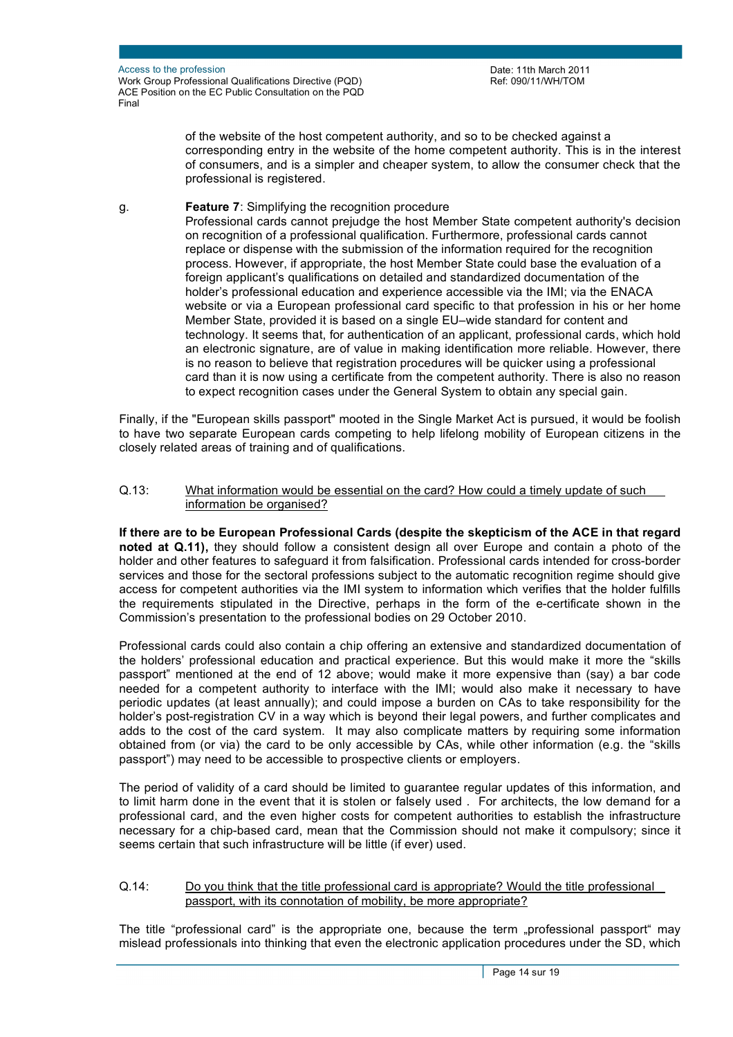of the website of the host competent authority, and so to be checked against a corresponding entry in the website of the home competent authority. This is in the interest of consumers, and is a simpler and cheaper system, to allow the consumer check that the professional is registered.

g. **Feature 7**: Simplifying the recognition procedure
Professional cards cannot prejudge the host Member State competent authority's decision on recognition of a professional qualification. Furthermore, professional cards cannot replace or dispense with the submission of the information required for the recognition process. However, if appropriate, the host Member State could base the evaluation of a foreign applicant's qualifications on detailed and standardized documentation of the holder's professional education and experience accessible via the IMI; via the ENACA website or via a European professional card specific to that profession in his or her home Member State, provided it is based on a single EU–wide standard for content and technology. It seems that, for authentication of an applicant, professional cards, which hold an electronic signature, are of value in making identification more reliable. However, there is no reason to believe that registration procedures will be quicker using a professional card than it is now using a certificate from the competent authority. There is also no reason to expect recognition cases under the General System to obtain any special gain.

Finally, if the "European skills passport" mooted in the Single Market Act is pursued, it would be foolish to have two separate European cards competing to help lifelong mobility of European citizens in the closely related areas of training and of qualifications.

Q.13: What information would be essential on the card? How could a timely update of such information be organised?

**If there are to be European Professional Cards (despite the skepticism of the ACE in that regard noted at Q.11),** they should follow a consistent design all over Europe and contain a photo of the holder and other features to safeguard it from falsification. Professional cards intended for cross-border services and those for the sectoral professions subject to the automatic recognition regime should give access for competent authorities via the IMI system to information which verifies that the holder fulfills the requirements stipulated in the Directive, perhaps in the form of the e-certificate shown in the Commission's presentation to the professional bodies on 29 October 2010.

Professional cards could also contain a chip offering an extensive and standardized documentation of the holders' professional education and practical experience. But this would make it more the "skills passport" mentioned at the end of 12 above; would make it more expensive than (say) a bar code needed for a competent authority to interface with the IMI; would also make it necessary to have periodic updates (at least annually); and could impose a burden on CAs to take responsibility for the holder's post-registration CV in a way which is beyond their legal powers, and further complicates and adds to the cost of the card system. It may also complicate matters by requiring some information obtained from (or via) the card to be only accessible by CAs, while other information (e.g. the "skills passport") may need to be accessible to prospective clients or employers.

The period of validity of a card should be limited to guarantee regular updates of this information, and to limit harm done in the event that it is stolen or falsely used . For architects, the low demand for a professional card, and the even higher costs for competent authorities to establish the infrastructure necessary for a chip-based card, mean that the Commission should not make it compulsory; since it seems certain that such infrastructure will be little (if ever) used.

Q.14: Do you think that the title professional card is appropriate? Would the title professional passport, with its connotation of mobility, be more appropriate?

The title "professional card" is the appropriate one, because the term „professional passport" may mislead professionals into thinking that even the electronic application procedures under the SD, which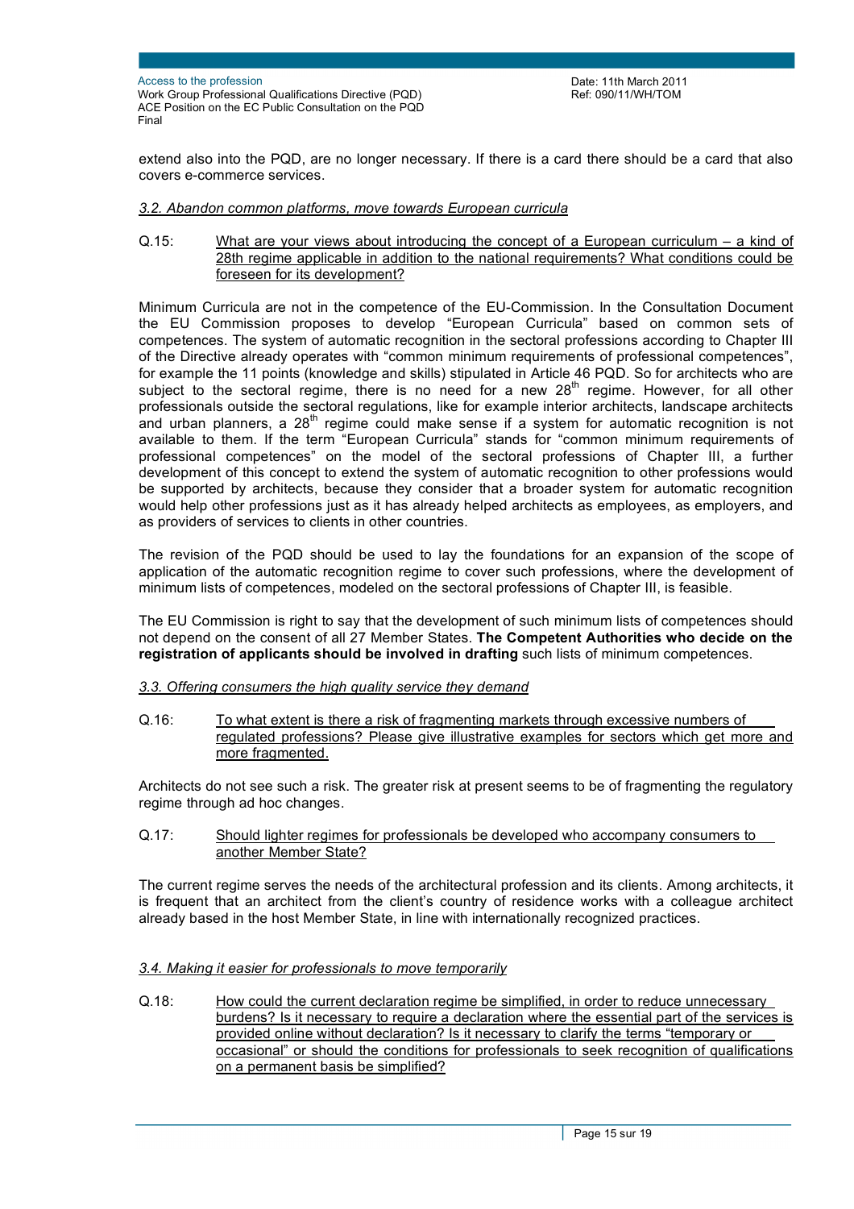extend also into the PQD, are no longer necessary. If there is a card there should be a card that also covers e-commerce services.

### *3.2. Abandon common platforms, move towards European curricula*

Q.15: <u>What are your views about introducing the concept of a European curriculum – a kind of 28th regime applicable in addition to the national requirements? What conditions could be foreseen for its development?</u>

Minimum Curricula are not in the competence of the EU-Commission. In the Consultation Document the EU Commission proposes to develop "European Curricula" based on common sets of competences. The system of automatic recognition in the sectoral professions according to Chapter III of the Directive already operates with "common minimum requirements of professional competences", for example the 11 points (knowledge and skills) stipulated in Article 46 PQD. So for architects who are subject to the sectoral regime, there is no need for a new 28th regime. However, for all other professionals outside the sectoral regulations, like for example interior architects, landscape architects and urban planners, a 28th regime could make sense if a system for automatic recognition is not available to them. If the term "European Curricula" stands for "common minimum requirements of professional competences" on the model of the sectoral professions of Chapter III, a further development of this concept to extend the system of automatic recognition to other professions would be supported by architects, because they consider that a broader system for automatic recognition would help other professions just as it has already helped architects as employees, as employers, and as providers of services to clients in other countries.

The revision of the PQD should be used to lay the foundations for an expansion of the scope of application of the automatic recognition regime to cover such professions, where the development of minimum lists of competences, modeled on the sectoral professions of Chapter III, is feasible.

The EU Commission is right to say that the development of such minimum lists of competences should not depend on the consent of all 27 Member States. **The Competent Authorities who decide on the registration of applicants should be involved in drafting** such lists of minimum competences.

### *3.3. Offering consumers the high quality service they demand*

Q.16: <u>To what extent is there a risk of fragmenting markets through excessive numbers of regulated professions? Please give illustrative examples for sectors which get more and more fragmented.</u>

Architects do not see such a risk. The greater risk at present seems to be of fragmenting the regulatory regime through ad hoc changes.

Q.17: <u>Should lighter regimes for professionals be developed who accompany consumers to another Member State?</u>

The current regime serves the needs of the architectural profession and its clients. Among architects, it is frequent that an architect from the client's country of residence works with a colleague architect already based in the host Member State, in line with internationally recognized practices.

### *3.4. Making it easier for professionals to move temporarily*

Q.18: <u>How could the current declaration regime be simplified, in order to reduce unnecessary burdens? Is it necessary to require a declaration where the essential part of the services is provided online without declaration? Is it necessary to clarify the terms "temporary or occasional" or should the conditions for professionals to seek recognition of qualifications on a permanent basis be simplified?</u>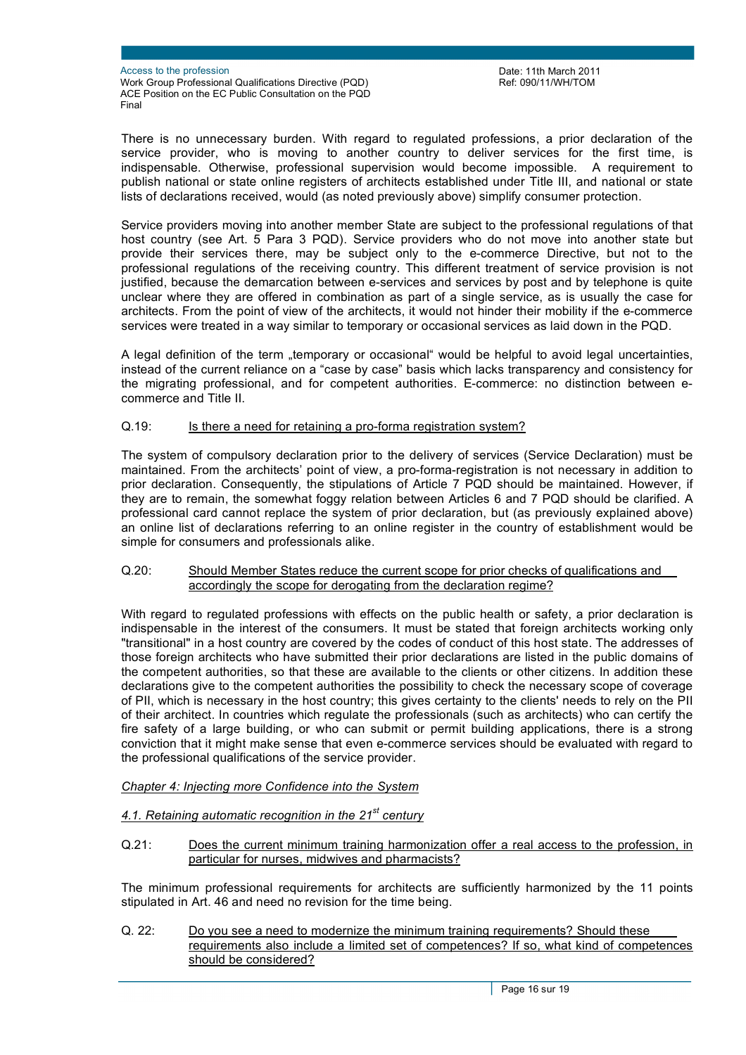There is no unnecessary burden. With regard to regulated professions, a prior declaration of the service provider, who is moving to another country to deliver services for the first time, is indispensable. Otherwise, professional supervision would become impossible. A requirement to publish national or state online registers of architects established under Title III, and national or state lists of declarations received, would (as noted previously above) simplify consumer protection.

Service providers moving into another member State are subject to the professional regulations of that host country (see Art. 5 Para 3 PQD). Service providers who do not move into another state but provide their services there, may be subject only to the e-commerce Directive, but not to the professional regulations of the receiving country. This different treatment of service provision is not justified, because the demarcation between e-services and services by post and by telephone is quite unclear where they are offered in combination as part of a single service, as is usually the case for architects. From the point of view of the architects, it would not hinder their mobility if the e-commerce services were treated in a way similar to temporary or occasional services as laid down in the PQD.

A legal definition of the term „temporary or occasional" would be helpful to avoid legal uncertainties, instead of the current reliance on a "case by case" basis which lacks transparency and consistency for the migrating professional, and for competent authorities. E-commerce: no distinction between e-commerce and Title II.

Q.19: <u>Is there a need for retaining a pro-forma registration system?</u>

The system of compulsory declaration prior to the delivery of services (Service Declaration) must be maintained. From the architects' point of view, a pro-forma-registration is not necessary in addition to prior declaration. Consequently, the stipulations of Article 7 PQD should be maintained. However, if they are to remain, the somewhat foggy relation between Articles 6 and 7 PQD should be clarified. A professional card cannot replace the system of prior declaration, but (as previously explained above) an online list of declarations referring to an online register in the country of establishment would be simple for consumers and professionals alike.

Q.20: <u>Should Member States reduce the current scope for prior checks of qualifications and accordingly the scope for derogating from the declaration regime?</u>

With regard to regulated professions with effects on the public health or safety, a prior declaration is indispensable in the interest of the consumers. It must be stated that foreign architects working only "transitional" in a host country are covered by the codes of conduct of this host state. The addresses of those foreign architects who have submitted their prior declarations are listed in the public domains of the competent authorities, so that these are available to the clients or other citizens. In addition these declarations give to the competent authorities the possibility to check the necessary scope of coverage of PII, which is necessary in the host country; this gives certainty to the clients' needs to rely on the PII of their architect. In countries which regulate the professionals (such as architects) who can certify the fire safety of a large building, or who can submit or permit building applications, there is a strong conviction that it might make sense that even e-commerce services should be evaluated with regard to the professional qualifications of the service provider.

*<u>Chapter 4: Injecting more Confidence into the System</u>*

*<u>4.1. Retaining automatic recognition in the 21st century</u>*

Q.21: <u>Does the current minimum training harmonization offer a real access to the profession, in particular for nurses, midwives and pharmacists?</u>

The minimum professional requirements for architects are sufficiently harmonized by the 11 points stipulated in Art. 46 and need no revision for the time being.

Q. 22: <u>Do you see a need to modernize the minimum training requirements? Should these requirements also include a limited set of competences? If so, what kind of competences should be considered?</u>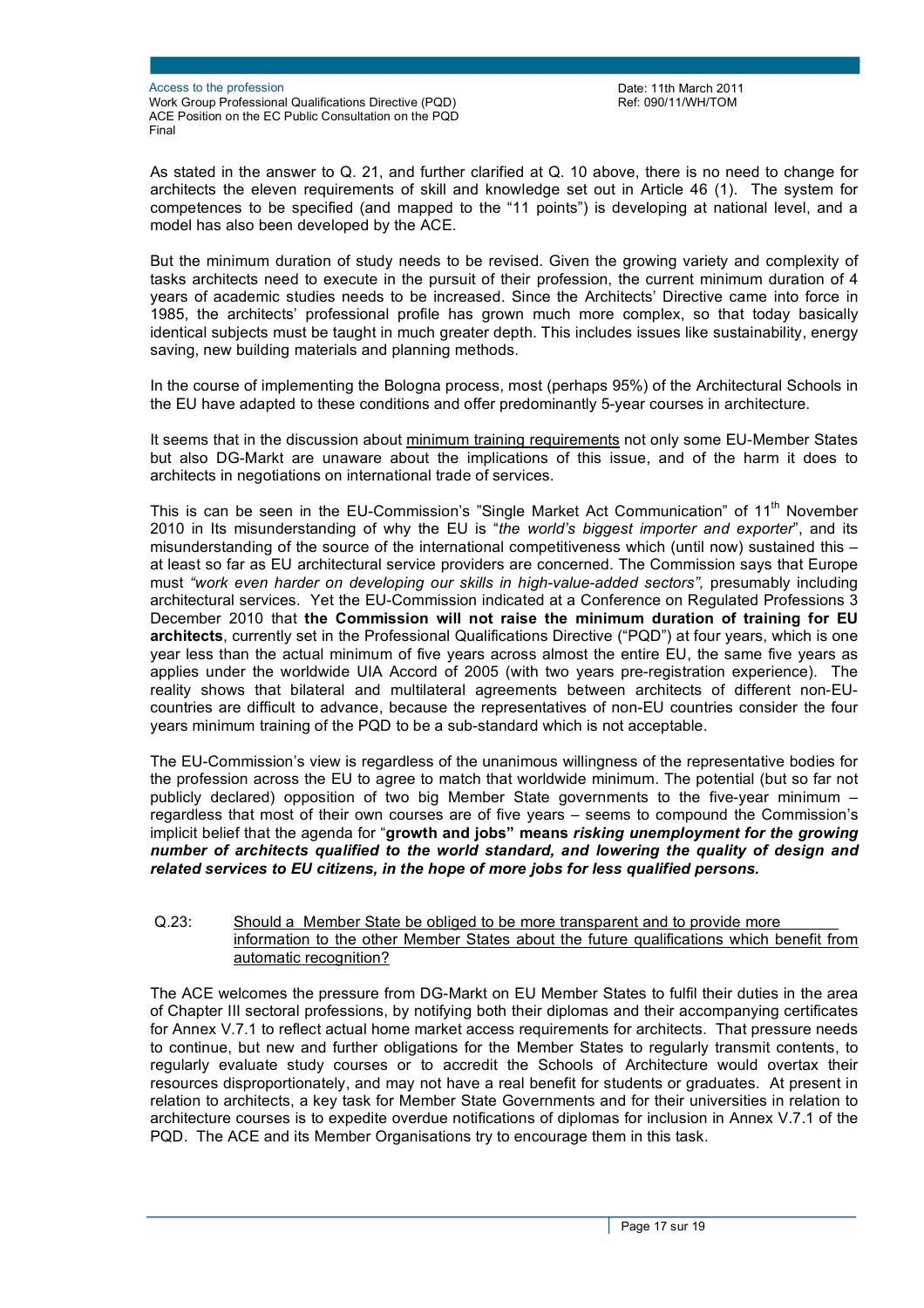As stated in the answer to Q. 21, and further clarified at Q. 10 above, there is no need to change for architects the eleven requirements of skill and knowledge set out in Article 46 (1). The system for competences to be specified (and mapped to the "11 points") is developing at national level, and a model has also been developed by the ACE.

But the minimum duration of study needs to be revised. Given the growing variety and complexity of tasks architects need to execute in the pursuit of their profession, the current minimum duration of 4 years of academic studies needs to be increased. Since the Architects' Directive came into force in 1985, the architects' professional profile has grown much more complex, so that today basically identical subjects must be taught in much greater depth. This includes issues like sustainability, energy saving, new building materials and planning methods.

In the course of implementing the Bologna process, most (perhaps 95%) of the Architectural Schools in the EU have adapted to these conditions and offer predominantly 5-year courses in architecture.

It seems that in the discussion about minimum training requirements not only some EU-Member States but also DG-Markt are unaware about the implications of this issue, and of the harm it does to architects in negotiations on international trade of services.

This is can be seen in the EU-Commission's "Single Market Act Communication" of 11th November 2010 in Its misunderstanding of why the EU is "*the world's biggest importer and exporter*", and its misunderstanding of the source of the international competitiveness which (until now) sustained this – at least so far as EU architectural service providers are concerned. The Commission says that Europe must *"work even harder on developing our skills in high-value-added sectors",* presumably including architectural services. Yet the EU-Commission indicated at a Conference on Regulated Professions 3 December 2010 that **the Commission will not raise the minimum duration of training for EU architects**, currently set in the Professional Qualifications Directive ("PQD") at four years, which is one year less than the actual minimum of five years across almost the entire EU, the same five years as applies under the worldwide UIA Accord of 2005 (with two years pre-registration experience). The reality shows that bilateral and multilateral agreements between architects of different non-EU-countries are difficult to advance, because the representatives of non-EU countries consider the four years minimum training of the PQD to be a sub-standard which is not acceptable.

The EU-Commission's view is regardless of the unanimous willingness of the representative bodies for the profession across the EU to agree to match that worldwide minimum. The potential (but so far not publicly declared) opposition of two big Member State governments to the five-year minimum – regardless that most of their own courses are of five years – seems to compound the Commission's implicit belief that the agenda for "**growth and jobs" means** ***risking unemployment for the growing number of architects qualified to the world standard, and lowering the quality of design and related services to EU citizens, in the hope of more jobs for less qualified persons.***

Q.23: Should a Member State be obliged to be more transparent and to provide more information to the other Member States about the future qualifications which benefit from automatic recognition?

The ACE welcomes the pressure from DG-Markt on EU Member States to fulfil their duties in the area of Chapter III sectoral professions, by notifying both their diplomas and their accompanying certificates for Annex V.7.1 to reflect actual home market access requirements for architects. That pressure needs to continue, but new and further obligations for the Member States to regularly transmit contents, to regularly evaluate study courses or to accredit the Schools of Architecture would overtax their resources disproportionately, and may not have a real benefit for students or graduates. At present in relation to architects, a key task for Member State Governments and for their universities in relation to architecture courses is to expedite overdue notifications of diplomas for inclusion in Annex V.7.1 of the PQD. The ACE and its Member Organisations try to encourage them in this task.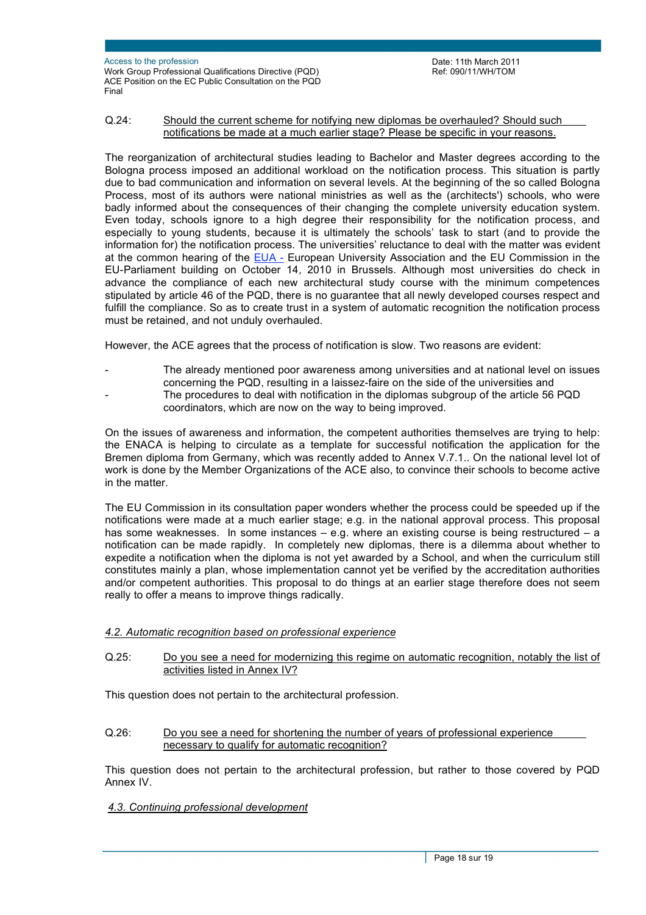Q.24: Should the current scheme for notifying new diplomas be overhauled? Should such notifications be made at a much earlier stage? Please be specific in your reasons.

The reorganization of architectural studies leading to Bachelor and Master degrees according to the Bologna process imposed an additional workload on the notification process. This situation is partly due to bad communication and information on several levels. At the beginning of the so called Bologna Process, most of its authors were national ministries as well as the (architects') schools, who were badly informed about the consequences of their changing the complete university education system. Even today, schools ignore to a high degree their responsibility for the notification process, and especially to young students, because it is ultimately the schools' task to start (and to provide the information for) the notification process. The universities' reluctance to deal with the matter was evident at the common hearing of the EUA - European University Association and the EU Commission in the EU-Parliament building on October 14, 2010 in Brussels. Although most universities do check in advance the compliance of each new architectural study course with the minimum competences stipulated by article 46 of the PQD, there is no guarantee that all newly developed courses respect and fulfill the compliance. So as to create trust in a system of automatic recognition the notification process must be retained, and not unduly overhauled.

However, the ACE agrees that the process of notification is slow. Two reasons are evident:

- The already mentioned poor awareness among universities and at national level on issues concerning the PQD, resulting in a laissez-faire on the side of the universities and
- The procedures to deal with notification in the diplomas subgroup of the article 56 PQD coordinators, which are now on the way to being improved.

On the issues of awareness and information, the competent authorities themselves are trying to help: the ENACA is helping to circulate as a template for successful notification the application for the Bremen diploma from Germany, which was recently added to Annex V.7.1.. On the national level lot of work is done by the Member Organizations of the ACE also, to convince their schools to become active in the matter.

The EU Commission in its consultation paper wonders whether the process could be speeded up if the notifications were made at a much earlier stage; e.g. in the national approval process. This proposal has some weaknesses. In some instances – e.g. where an existing course is being restructured – a notification can be made rapidly. In completely new diplomas, there is a dilemma about whether to expedite a notification when the diploma is not yet awarded by a School, and when the curriculum still constitutes mainly a plan, whose implementation cannot yet be verified by the accreditation authorities and/or competent authorities. This proposal to do things at an earlier stage therefore does not seem really to offer a means to improve things radically.

*4.2. Automatic recognition based on professional experience*

Q.25: Do you see a need for modernizing this regime on automatic recognition, notably the list of activities listed in Annex IV?

This question does not pertain to the architectural profession.

Q.26: Do you see a need for shortening the number of years of professional experience necessary to qualify for automatic recognition?

This question does not pertain to the architectural profession, but rather to those covered by PQD Annex IV.

*4.3. Continuing professional development*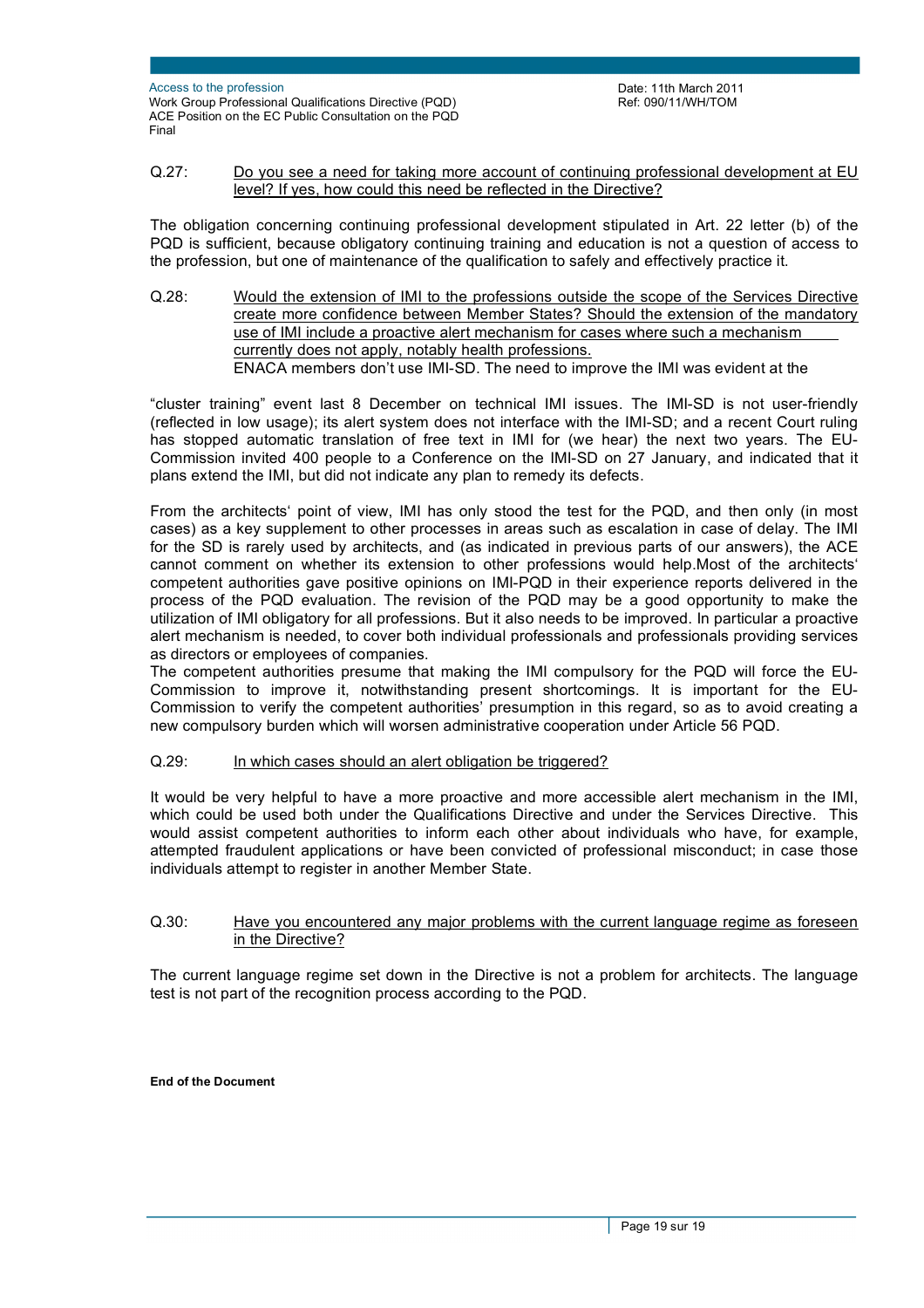Q.27: Do you see a need for taking more account of continuing professional development at EU level? If yes, how could this need be reflected in the Directive?

The obligation concerning continuing professional development stipulated in Art. 22 letter (b) of the PQD is sufficient, because obligatory continuing training and education is not a question of access to the profession, but one of maintenance of the qualification to safely and effectively practice it.

Q.28: Would the extension of IMI to the professions outside the scope of the Services Directive create more confidence between Member States? Should the extension of the mandatory use of IMI include a proactive alert mechanism for cases where such a mechanism currently does not apply, notably health professions.

ENACA members don't use IMI-SD. The need to improve the IMI was evident at the "cluster training" event last 8 December on technical IMI issues. The IMI-SD is not user-friendly (reflected in low usage); its alert system does not interface with the IMI-SD; and a recent Court ruling has stopped automatic translation of free text in IMI for (we hear) the next two years. The EU-Commission invited 400 people to a Conference on the IMI-SD on 27 January, and indicated that it plans extend the IMI, but did not indicate any plan to remedy its defects.

From the architects' point of view, IMI has only stood the test for the PQD, and then only (in most cases) as a key supplement to other processes in areas such as escalation in case of delay. The IMI for the SD is rarely used by architects, and (as indicated in previous parts of our answers), the ACE cannot comment on whether its extension to other professions would help.Most of the architects' competent authorities gave positive opinions on IMI-PQD in their experience reports delivered in the process of the PQD evaluation. The revision of the PQD may be a good opportunity to make the utilization of IMI obligatory for all professions. But it also needs to be improved. In particular a proactive alert mechanism is needed, to cover both individual professionals and professionals providing services as directors or employees of companies.
The competent authorities presume that making the IMI compulsory for the PQD will force the EU-Commission to improve it, notwithstanding present shortcomings. It is important for the EU-Commission to verify the competent authorities' presumption in this regard, so as to avoid creating a new compulsory burden which will worsen administrative cooperation under Article 56 PQD.

Q.29: In which cases should an alert obligation be triggered?

It would be very helpful to have a more proactive and more accessible alert mechanism in the IMI, which could be used both under the Qualifications Directive and under the Services Directive. This would assist competent authorities to inform each other about individuals who have, for example, attempted fraudulent applications or have been convicted of professional misconduct; in case those individuals attempt to register in another Member State.

Q.30: Have you encountered any major problems with the current language regime as foreseen in the Directive?

The current language regime set down in the Directive is not a problem for architects. The language test is not part of the recognition process according to the PQD.

**End of the Document**